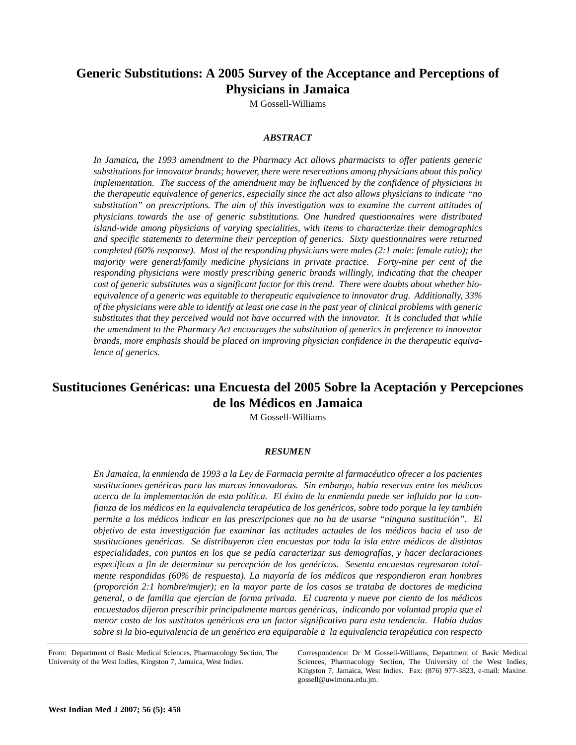# Generic Substitutions: A 2005 Survey of the Acceptance and Perceptions of Physicians in Jamaica

M Gossell-Williams

### *ABSTRACT*

*In Jamaica, the 1993 amendment to the Pharmacy Act allows pharmacists to offer patients generic substitutions for innovator brands; however, there were reservations among physicians about this policy implementation. The success of the amendment may be influenced by the confidence of physicians in the therapeutic equivalence of generics, especially since the act also allows physicians to indicate "no substitution" on prescriptions. The aim of this investigation was to examine the current attitudes of physicians towards the use of generic substitutions. One hundred questionnaires were distributed island-wide among physicians of varying specialities, with items to characterize their demographics and specific statements to determine their perception of generics. Sixty questionnaires were returned completed (60% response). Most of the responding physicians were males (2:1 male: female ratio); the majority were general/family medicine physicians in private practice. Forty-nine per cent of the responding physicians were mostly prescribing generic brands willingly, indicating that the cheaper cost of generic substitutes was a significant factor for this trend. There were doubts about whether bio-equivalence of a generic was equitable to therapeutic equivalence to innovator drug. Additionally, 33% of the physicians were able to identify at least one case in the past year of clinical problems with generic substitutes that they perceived would not have occurred with the innovator. It is concluded that while the amendment to the Pharmacy Act encourages the substitution of generics in preference to innovator brands, more emphasis should be placed on improving physician confidence in the therapeutic equivalence of generics.*

# Sustituciones Genéricas: una Encuesta del 2005 Sobre la Aceptación y Percepciones de los Médicos en Jamaica

M Gossell-Williams

### *RESUMEN*

*En Jamaica, la enmienda de 1993 a la Ley de Farmacia permite al farmacéutico ofrecer a los pacientes sustituciones genéricas para las marcas innovadoras. Sin embargo, había reservas entre los médicos acerca de la implementación de esta política. El éxito de la enmienda puede ser influido por la confianza de los médicos en la equivalencia terapéutica de los genéricos, sobre todo porque la ley también permite a los médicos indicar en las prescripciones que no ha de usarse "ninguna sustitución". El objetivo de esta investigación fue examinar las actitudes actuales de los médicos hacia el uso de sustituciones genéricas. Se distribuyeron cien encuestas por toda la isla entre médicos de distintas especialidades, con puntos en los que se pedía caracterizar sus demografías, y hacer declaraciones específicas a fin de determinar su percepción de los genéricos. Sesenta encuestas regresaron totalmente respondidas (60% de respuesta). La mayoría de los médicos que respondieron eran hombres (proporción 2:1 hombre/mujer); en la mayor parte de los casos se trataba de doctores de medicina general, o de familia que ejercían de forma privada. El cuarenta y nueve por ciento de los médicos encuestados dijeron prescribir principalmente marcas genéricas, indicando por voluntad propia que el menor costo de los sustitutos genéricos era un factor significativo para esta tendencia. Había dudas sobre si la bio-equivalencia de un genérico era equiparable a la equivalencia terapéutica con respecto*

---

From: Department of Basic Medical Sciences, Pharmacology Section, The University of the West Indies, Kingston 7, Jamaica, West Indies.

Correspondence: Dr M Gossell-Williams, Department of Basic Medical Sciences, Pharmacology Section, The University of the West Indies, Kingston 7, Jamaica, West Indies. Fax: (876) 977-3823, e-mail: Maxine.gossell@uwimona.edu.jm.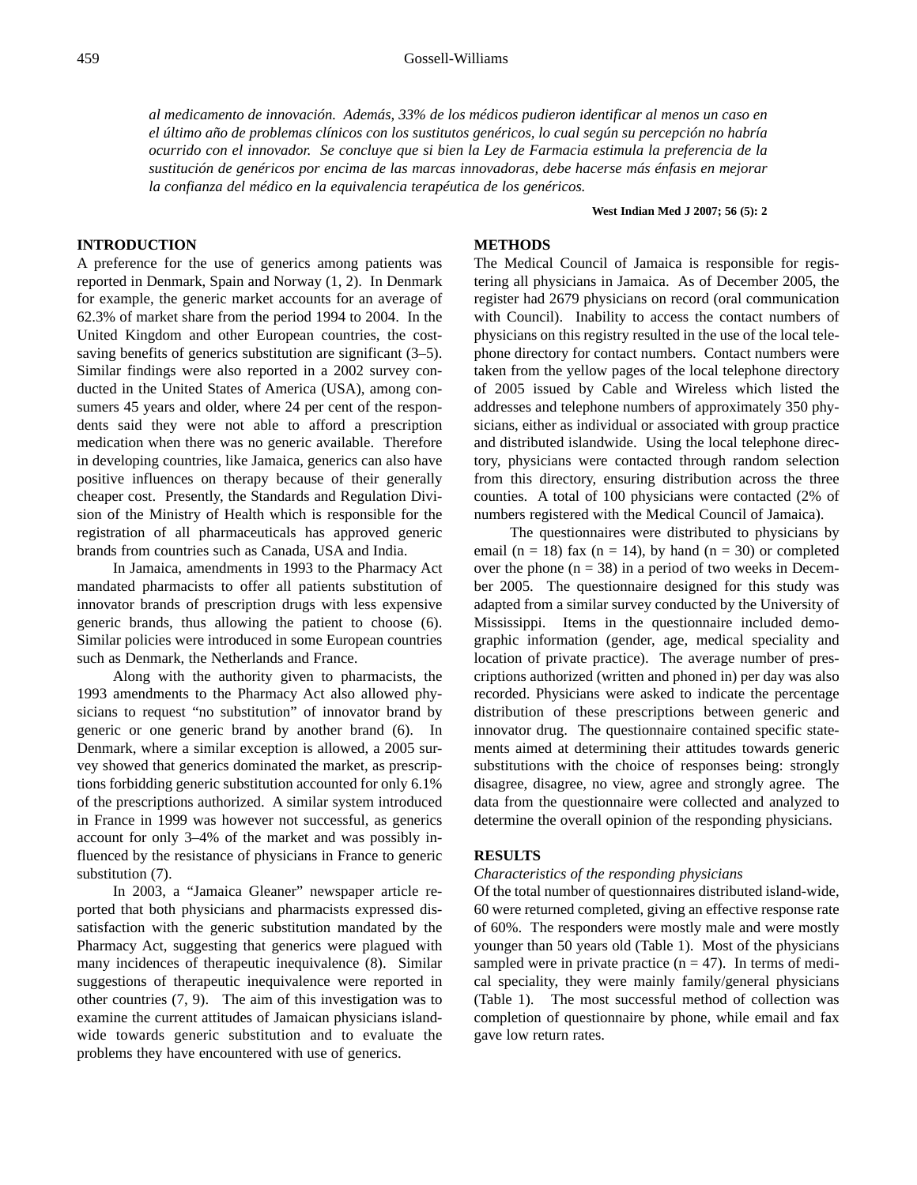*al medicamento de innovación. Además, 33% de los médicos pudieron identificar al menos un caso en el último año de problemas clínicos con los sustitutos genéricos, lo cual según su percepción no habría ocurrido con el innovador. Se concluye que si bien la Ley de Farmacia estimula la preferencia de la sustitución de genéricos por encima de las marcas innovadoras, debe hacerse más énfasis en mejorar la confianza del médico en la equivalencia terapéutica de los genéricos.*

**West Indian Med J 2007; 56 (5): 2**

## INTRODUCTION

A preference for the use of generics among patients was reported in Denmark, Spain and Norway (1, 2). In Denmark for example, the generic market accounts for an average of 62.3% of market share from the period 1994 to 2004. In the United Kingdom and other European countries, the cost-saving benefits of generics substitution are significant (3–5). Similar findings were also reported in a 2002 survey conducted in the United States of America (USA), among consumers 45 years and older, where 24 per cent of the respondents said they were not able to afford a prescription medication when there was no generic available. Therefore in developing countries, like Jamaica, generics can also have positive influences on therapy because of their generally cheaper cost. Presently, the Standards and Regulation Division of the Ministry of Health which is responsible for the registration of all pharmaceuticals has approved generic brands from countries such as Canada, USA and India.

In Jamaica, amendments in 1993 to the Pharmacy Act mandated pharmacists to offer all patients substitution of innovator brands of prescription drugs with less expensive generic brands, thus allowing the patient to choose (6). Similar policies were introduced in some European countries such as Denmark, the Netherlands and France.

Along with the authority given to pharmacists, the 1993 amendments to the Pharmacy Act also allowed physicians to request "no substitution" of innovator brand by generic or one generic brand by another brand (6). In Denmark, where a similar exception is allowed, a 2005 survey showed that generics dominated the market, as prescriptions forbidding generic substitution accounted for only 6.1% of the prescriptions authorized. A similar system introduced in France in 1999 was however not successful, as generics account for only 3–4% of the market and was possibly influenced by the resistance of physicians in France to generic substitution (7).

In 2003, a "Jamaica Gleaner" newspaper article reported that both physicians and pharmacists expressed dissatisfaction with the generic substitution mandated by the Pharmacy Act, suggesting that generics were plagued with many incidences of therapeutic inequivalence (8). Similar suggestions of therapeutic inequivalence were reported in other countries (7, 9). The aim of this investigation was to examine the current attitudes of Jamaican physicians islandwide towards generic substitution and to evaluate the problems they have encountered with use of generics.

## METHODS

The Medical Council of Jamaica is responsible for registering all physicians in Jamaica. As of December 2005, the register had 2679 physicians on record (oral communication with Council). Inability to access the contact numbers of physicians on this registry resulted in the use of the local telephone directory for contact numbers. Contact numbers were taken from the yellow pages of the local telephone directory of 2005 issued by Cable and Wireless which listed the addresses and telephone numbers of approximately 350 physicians, either as individual or associated with group practice and distributed islandwide. Using the local telephone directory, physicians were contacted through random selection from this directory, ensuring distribution across the three counties. A total of 100 physicians were contacted (2% of numbers registered with the Medical Council of Jamaica).

The questionnaires were distributed to physicians by email ($n = 18$) fax ($n = 14$), by hand ($n = 30$) or completed over the phone ($n = 38$) in a period of two weeks in December 2005. The questionnaire designed for this study was adapted from a similar survey conducted by the University of Mississippi. Items in the questionnaire included demographic information (gender, age, medical speciality and location of private practice). The average number of prescriptions authorized (written and phoned in) per day was also recorded. Physicians were asked to indicate the percentage distribution of these prescriptions between generic and innovator drug. The questionnaire contained specific statements aimed at determining their attitudes towards generic substitutions with the choice of responses being: strongly disagree, disagree, no view, agree and strongly agree. The data from the questionnaire were collected and analyzed to determine the overall opinion of the responding physicians.

## RESULTS

*Characteristics of the responding physicians*

Of the total number of questionnaires distributed island-wide, 60 were returned completed, giving an effective response rate of 60%. The responders were mostly male and were mostly younger than 50 years old (Table 1). Most of the physicians sampled were in private practice ($n = 47$). In terms of medical speciality, they were mainly family/general physicians (Table 1). The most successful method of collection was completion of questionnaire by phone, while email and fax gave low return rates.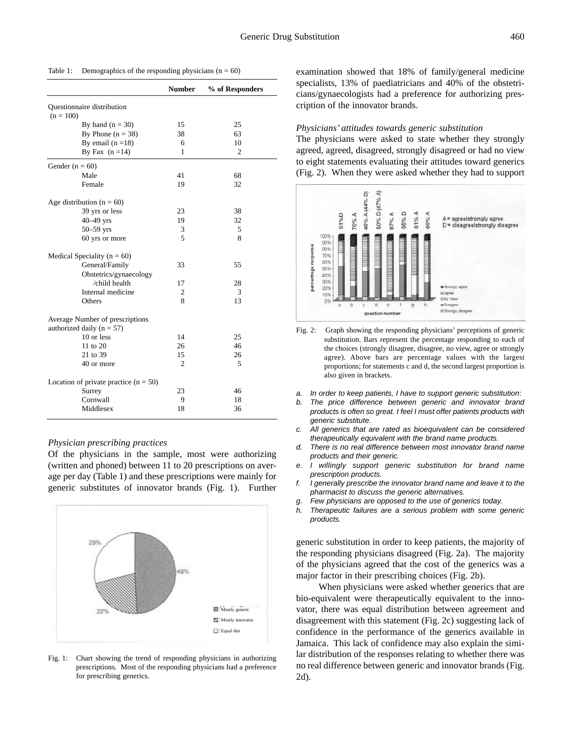Table 1: Demographics of the responding physicians (n = 60)

| | Number | % of Responders |
|---|---|---|
| Questionnaire distribution (n = 100) | | |
| By hand (n = 30) | 15 | 25 |
| By Phone (n = 38) | 38 | 63 |
| By email (n =18) | 6 | 10 |
| By Fax (n =14) | 1 | 2 |
| Gender (n = 60) | | |
| Male | 41 | 68 |
| Female | 19 | 32 |
| Age distribution (n = 60) | | |
| 39 yrs or less | 23 | 38 |
| 40–49 yrs | 19 | 32 |
| 50–59 yrs | 3 | 5 |
| 60 yrs or more | 5 | 8 |
| Medical Speciality (n = 60) | | |
| General/Family | 33 | 55 |
| Obstetrics/gynaecology /child health | 17 | 28 |
| Internal medicine | 2 | 3 |
| Others | 8 | 13 |
| Average Number of prescriptions authorized daily (n = 57) | | |
| 10 or less | 14 | 25 |
| 11 to 20 | 26 | 46 |
| 21 to 39 | 15 | 26 |
| 40 or more | 2 | 5 |
| Location of private practice (n = 50) | | |
| Surrey | 23 | 46 |
| Cornwall | 9 | 18 |
| Middlesex | 18 | 36 |

*Physician prescribing practices*

Of the physicians in the sample, most were authorizing (written and phoned) between 11 to 20 prescriptions on average per day (Table 1) and these prescriptions were mainly for generic substitutes of innovator brands (Fig. 1). Further examination showed that 18% of family/general medicine specialists, 13% of paediatricians and 40% of the obstetricians/gynaecologists had a preference for authorizing prescription of the innovator brands.

Fig. 1: Chart showing the trend of responding physicians in authorizing prescriptions. Most of the responding physicians had a preference for prescribing generics.

*Physicians' attitudes towards generic substitution*

The physicians were asked to state whether they strongly agreed, agreed, disagreed, strongly disagreed or had no view to eight statements evaluating their attitudes toward generics (Fig. 2). When they were asked whether they had to support generic substitution in order to keep patients, the majority of the responding physicians disagreed (Fig. 2a). The majority of the physicians agreed that the cost of the generics was a major factor in their prescribing choices (Fig. 2b).

Fig. 2: Graph showing the responding physicians' perceptions of generic substitution. Bars represent the percentage responding to each of the choices (strongly disagree, disagree, no view, agree or strongly agree). Above bars are percentage values with the largest proportions; for statements c and d, the second largest proportion is also given in brackets.

a. *In order to keep patients, I have to support generic substitution*:
b. *The price difference between generic and innovator brand products is often so great. I feel I must offer patients products with generic substitute.*
c. *All generics that are rated as bioequivalent can be considered therapeutically equivalent with the brand name products.*
d. *There is no real difference between most innovator brand name products and their generic.*
e. *I willingly support generic substitution for brand name prescription products.*
f. *I generally prescribe the innovator brand name and leave it to the pharmacist to discuss the generic alternatives.*
g. *Few physicians are opposed to the use of generics today.*
h. *Therapeutic failures are a serious problem with some generic products.*

When physicians were asked whether generics that are bio-equivalent were therapeutically equivalent to the innovator, there was equal distribution between agreement and disagreement with this statement (Fig. 2c) suggesting lack of confidence in the performance of the generics available in Jamaica. This lack of confidence may also explain the similar distribution of the responses relating to whether there was no real difference between generic and innovator brands (Fig. 2d).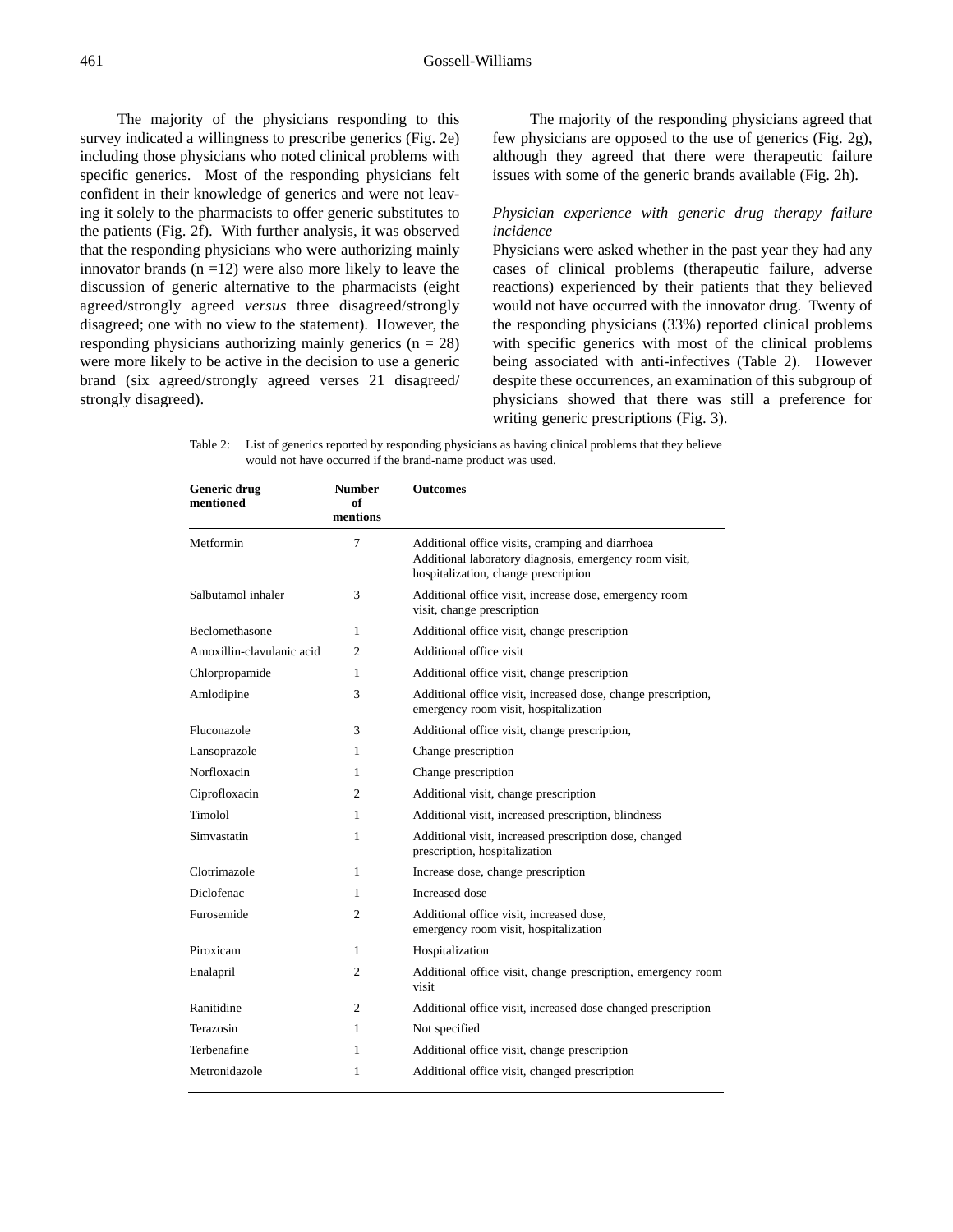The majority of the physicians responding to this survey indicated a willingness to prescribe generics (Fig. 2e) including those physicians who noted clinical problems with specific generics. Most of the responding physicians felt confident in their knowledge of generics and were not leaving it solely to the pharmacists to offer generic substitutes to the patients (Fig. 2f). With further analysis, it was observed that the responding physicians who were authorizing mainly innovator brands (n =12) were also more likely to leave the discussion of generic alternative to the pharmacists (eight agreed/strongly agreed *versus* three disagreed/strongly disagreed; one with no view to the statement). However, the responding physicians authorizing mainly generics (n = 28) were more likely to be active in the decision to use a generic brand (six agreed/strongly agreed verses 21 disagreed/ strongly disagreed).

The majority of the responding physicians agreed that few physicians are opposed to the use of generics (Fig. 2g), although they agreed that there were therapeutic failure issues with some of the generic brands available (Fig. 2h).

*Physician experience with generic drug therapy failure incidence*

Physicians were asked whether in the past year they had any cases of clinical problems (therapeutic failure, adverse reactions) experienced by their patients that they believed would not have occurred with the innovator drug. Twenty of the responding physicians (33%) reported clinical problems with specific generics with most of the clinical problems being associated with anti-infectives (Table 2). However despite these occurrences, an examination of this subgroup of physicians showed that there was still a preference for writing generic prescriptions (Fig. 3).

Table 2: List of generics reported by responding physicians as having clinical problems that they believe would not have occurred if the brand-name product was used.

| Generic drug mentioned | Number of mentions | Outcomes |
|---|---|---|
| Metformin | 7 | Additional office visits, cramping and diarrhoea Additional laboratory diagnosis, emergency room visit, hospitalization, change prescription |
| Salbutamol inhaler | 3 | Additional office visit, increase dose, emergency room visit, change prescription |
| Beclomethasone | 1 | Additional office visit, change prescription |
| Amoxillin-clavulanic acid | 2 | Additional office visit |
| Chlorpropamide | 1 | Additional office visit, change prescription |
| Amlodipine | 3 | Additional office visit, increased dose, change prescription, emergency room visit, hospitalization |
| Fluconazole | 3 | Additional office visit, change prescription, |
| Lansoprazole | 1 | Change prescription |
| Norfloxacin | 1 | Change prescription |
| Ciprofloxacin | 2 | Additional visit, change prescription |
| Timolol | 1 | Additional visit, increased prescription, blindness |
| Simvastatin | 1 | Additional visit, increased prescription dose, changed prescription, hospitalization |
| Clotrimazole | 1 | Increase dose, change prescription |
| Diclofenac | 1 | Increased dose |
| Furosemide | 2 | Additional office visit, increased dose, emergency room visit, hospitalization |
| Piroxicam | 1 | Hospitalization |
| Enalapril | 2 | Additional office visit, change prescription, emergency room visit |
| Ranitidine | 2 | Additional office visit, increased dose changed prescription |
| Terazosin | 1 | Not specified |
| Terbenafine | 1 | Additional office visit, change prescription |
| Metronidazole | 1 | Additional office visit, changed prescription |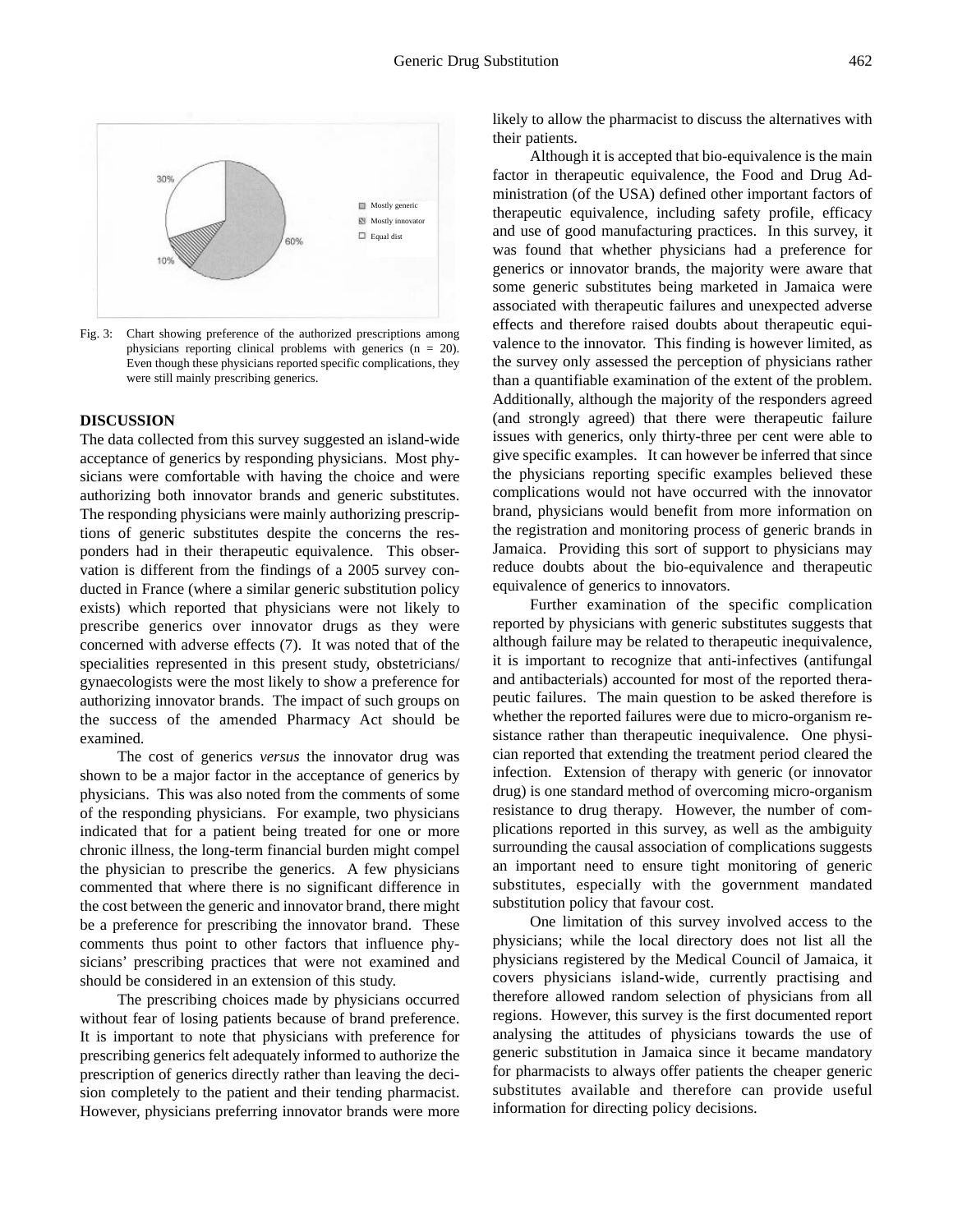Fig. 3: Chart showing preference of the authorized prescriptions among physicians reporting clinical problems with generics (n = 20). Even though these physicians reported specific complications, they were still mainly prescribing generics.

## DISCUSSION

The data collected from this survey suggested an island-wide acceptance of generics by responding physicians. Most physicians were comfortable with having the choice and were authorizing both innovator brands and generic substitutes. The responding physicians were mainly authorizing prescriptions of generic substitutes despite the concerns the responders had in their therapeutic equivalence. This observation is different from the findings of a 2005 survey conducted in France (where a similar generic substitution policy exists) which reported that physicians were not likely to prescribe generics over innovator drugs as they were concerned with adverse effects (7). It was noted that of the specialities represented in this present study, obstetricians/gynaecologists were the most likely to show a preference for authorizing innovator brands. The impact of such groups on the success of the amended Pharmacy Act should be examined.

The cost of generics *versus* the innovator drug was shown to be a major factor in the acceptance of generics by physicians. This was also noted from the comments of some of the responding physicians. For example, two physicians indicated that for a patient being treated for one or more chronic illness, the long-term financial burden might compel the physician to prescribe the generics. A few physicians commented that where there is no significant difference in the cost between the generic and innovator brand, there might be a preference for prescribing the innovator brand. These comments thus point to other factors that influence physicians' prescribing practices that were not examined and should be considered in an extension of this study.

The prescribing choices made by physicians occurred without fear of losing patients because of brand preference. It is important to note that physicians with preference for prescribing generics felt adequately informed to authorize the prescription of generics directly rather than leaving the decision completely to the patient and their tending pharmacist. However, physicians preferring innovator brands were more likely to allow the pharmacist to discuss the alternatives with their patients.

Although it is accepted that bio-equivalence is the main factor in therapeutic equivalence, the Food and Drug Administration (of the USA) defined other important factors of therapeutic equivalence, including safety profile, efficacy and use of good manufacturing practices. In this survey, it was found that whether physicians had a preference for generics or innovator brands, the majority were aware that some generic substitutes being marketed in Jamaica were associated with therapeutic failures and unexpected adverse effects and therefore raised doubts about therapeutic equivalence to the innovator. This finding is however limited, as the survey only assessed the perception of physicians rather than a quantifiable examination of the extent of the problem. Additionally, although the majority of the responders agreed (and strongly agreed) that there were therapeutic failure issues with generics, only thirty-three per cent were able to give specific examples. It can however be inferred that since the physicians reporting specific examples believed these complications would not have occurred with the innovator brand, physicians would benefit from more information on the registration and monitoring process of generic brands in Jamaica. Providing this sort of support to physicians may reduce doubts about the bio-equivalence and therapeutic equivalence of generics to innovators.

Further examination of the specific complication reported by physicians with generic substitutes suggests that although failure may be related to therapeutic inequivalence, it is important to recognize that anti-infectives (antifungal and antibacterials) accounted for most of the reported therapeutic failures. The main question to be asked therefore is whether the reported failures were due to micro-organism resistance rather than therapeutic inequivalence. One physician reported that extending the treatment period cleared the infection. Extension of therapy with generic (or innovator drug) is one standard method of overcoming micro-organism resistance to drug therapy. However, the number of complications reported in this survey, as well as the ambiguity surrounding the causal association of complications suggests an important need to ensure tight monitoring of generic substitutes, especially with the government mandated substitution policy that favour cost.

One limitation of this survey involved access to the physicians; while the local directory does not list all the physicians registered by the Medical Council of Jamaica, it covers physicians island-wide, currently practising and therefore allowed random selection of physicians from all regions. However, this survey is the first documented report analysing the attitudes of physicians towards the use of generic substitution in Jamaica since it became mandatory for pharmacists to always offer patients the cheaper generic substitutes available and therefore can provide useful information for directing policy decisions.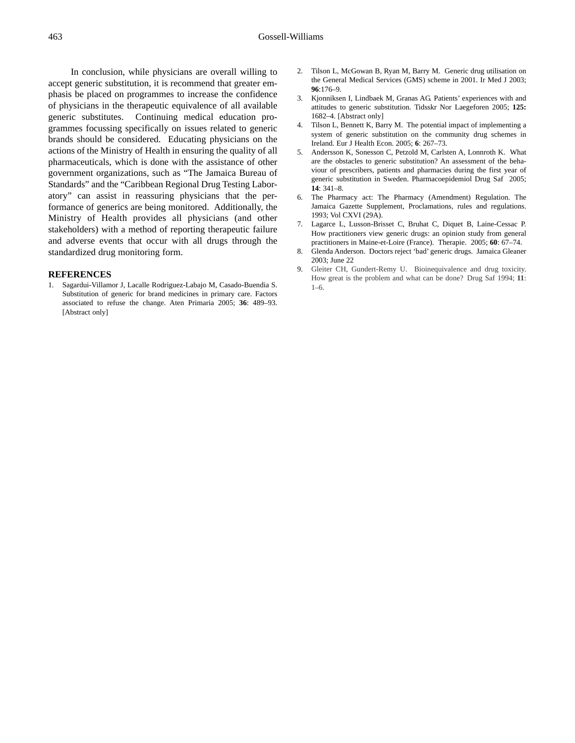In conclusion, while physicians are overall willing to accept generic substitution, it is recommend that greater emphasis be placed on programmes to increase the confidence of physicians in the therapeutic equivalence of all available generic substitutes. Continuing medical education programmes focussing specifically on issues related to generic brands should be considered. Educating physicians on the actions of the Ministry of Health in ensuring the quality of all pharmaceuticals, which is done with the assistance of other government organizations, such as "The Jamaica Bureau of Standards" and the "Caribbean Regional Drug Testing Laboratory" can assist in reassuring physicians that the performance of generics are being monitored. Additionally, the Ministry of Health provides all physicians (and other stakeholders) with a method of reporting therapeutic failure and adverse events that occur with all drugs through the standardized drug monitoring form.

## REFERENCES

1. Sagardui-Villamor J, Lacalle Rodriguez-Labajo M, Casado-Buendia S. Substitution of generic for brand medicines in primary care. Factors associated to refuse the change. Aten Primaria 2005; **36**: 489–93. [Abstract only]
2. Tilson L, McGowan B, Ryan M, Barry M. Generic drug utilisation on the General Medical Services (GMS) scheme in 2001. Ir Med J 2003; **96**:176–9.
3. Kjonniksen I, Lindbaek M, Granas AG. Patients' experiences with and attitudes to generic substitution. Tidsskr Nor Laegeforen 2005; **125:** 1682–4. [Abstract only]
4. Tilson L, Bennett K, Barry M. The potential impact of implementing a system of generic substitution on the community drug schemes in Ireland. Eur J Health Econ. 2005; **6**: 267–73.
5. Andersson K, Sonesson C, Petzold M, Carlsten A, Lonnroth K. What are the obstacles to generic substitution? An assessment of the behaviour of prescribers, patients and pharmacies during the first year of generic substitution in Sweden. Pharmacoepidemiol Drug Saf 2005; **14**: 341–8.
6. The Pharmacy act: The Pharmacy (Amendment) Regulation. The Jamaica Gazette Supplement, Proclamations, rules and regulations. 1993; Vol CXVI (29A).
7. Lagarce L, Lusson-Brisset C, Bruhat C, Diquet B, Laine-Cessac P. How practitioners view generic drugs: an opinion study from general practitioners in Maine-et-Loire (France). Therapie. 2005; **60**: 67–74.
8. Glenda Anderson. Doctors reject 'bad' generic drugs. Jamaica Gleaner 2003; June 22
9. Gleiter CH, Gundert-Remy U. Bioinequivalence and drug toxicity. How great is the problem and what can be done? Drug Saf 1994; **11**: 1–6.